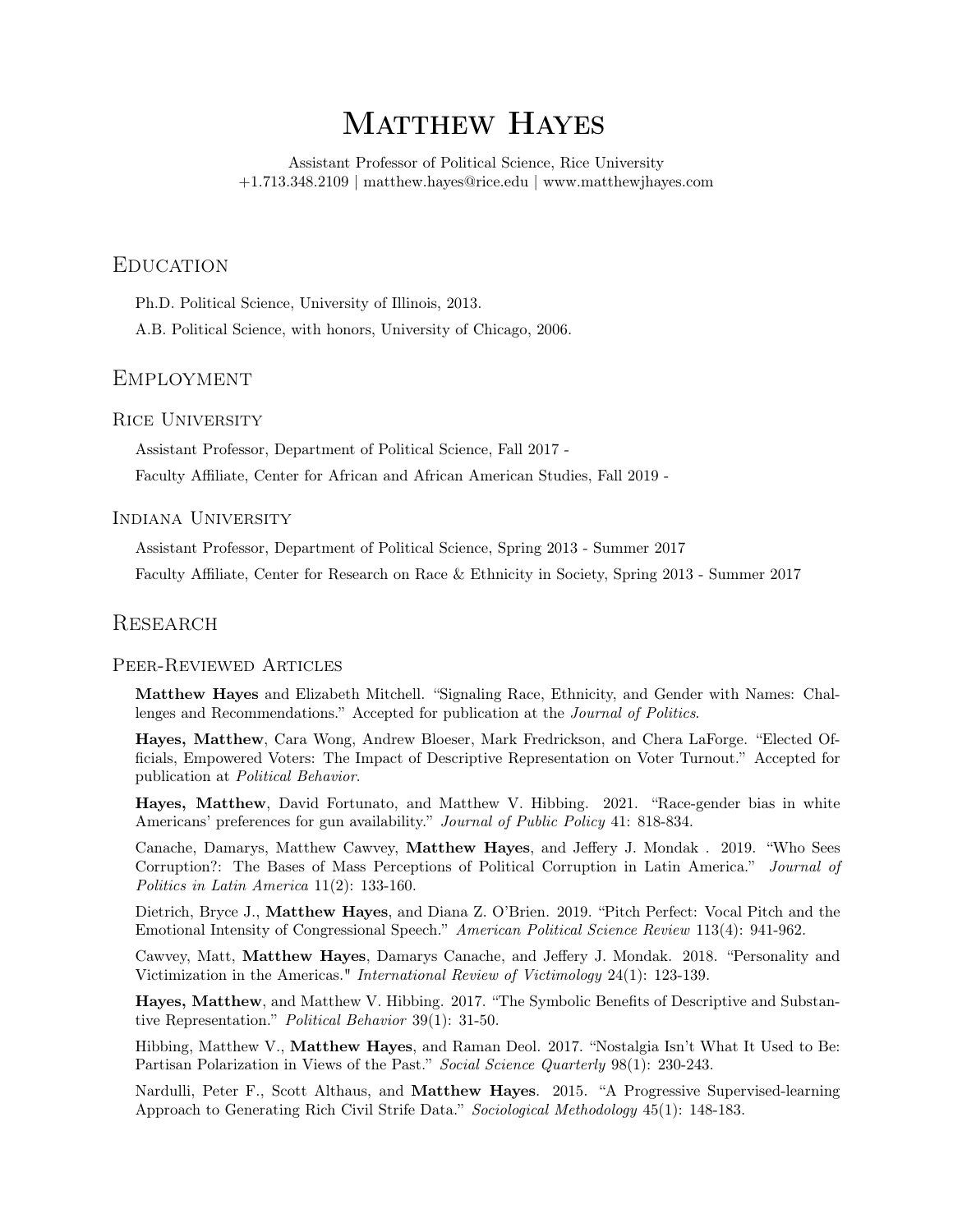# Matthew Hayes

Assistant Professor of Political Science, Rice University
+1.713.348.2109 | matthew.hayes@rice.edu | www.matthewjhayes.com

## Education

Ph.D. Political Science, University of Illinois, 2013.

A.B. Political Science, with honors, University of Chicago, 2006.

## Employment

### Rice University

Assistant Professor, Department of Political Science, Fall 2017 -

Faculty Affiliate, Center for African and African American Studies, Fall 2019 -

### Indiana University

Assistant Professor, Department of Political Science, Spring 2013 - Summer 2017

Faculty Affiliate, Center for Research on Race & Ethnicity in Society, Spring 2013 - Summer 2017

## Research

### Peer-Reviewed Articles

**Matthew Hayes** and Elizabeth Mitchell. "Signaling Race, Ethnicity, and Gender with Names: Challenges and Recommendations." Accepted for publication at the *Journal of Politics*.

**Hayes, Matthew**, Cara Wong, Andrew Bloeser, Mark Fredrickson, and Chera LaForge. "Elected Officials, Empowered Voters: The Impact of Descriptive Representation on Voter Turnout." Accepted for publication at *Political Behavior*.

**Hayes, Matthew**, David Fortunato, and Matthew V. Hibbing. 2021. "Race-gender bias in white Americans' preferences for gun availability." *Journal of Public Policy* 41: 818-834.

Canache, Damarys, Matthew Cawvey, **Matthew Hayes**, and Jeffery J. Mondak . 2019. "Who Sees Corruption?: The Bases of Mass Perceptions of Political Corruption in Latin America." *Journal of Politics in Latin America* 11(2): 133-160.

Dietrich, Bryce J., **Matthew Hayes**, and Diana Z. O'Brien. 2019. "Pitch Perfect: Vocal Pitch and the Emotional Intensity of Congressional Speech." *American Political Science Review* 113(4): 941-962.

Cawvey, Matt, **Matthew Hayes**, Damarys Canache, and Jeffery J. Mondak. 2018. "Personality and Victimization in the Americas." *International Review of Victimology* 24(1): 123-139.

**Hayes, Matthew**, and Matthew V. Hibbing. 2017. "The Symbolic Benefits of Descriptive and Substantive Representation." *Political Behavior* 39(1): 31-50.

Hibbing, Matthew V., **Matthew Hayes**, and Raman Deol. 2017. "Nostalgia Isn't What It Used to Be: Partisan Polarization in Views of the Past." *Social Science Quarterly* 98(1): 230-243.

Nardulli, Peter F., Scott Althaus, and **Matthew Hayes**. 2015. "A Progressive Supervised-learning Approach to Generating Rich Civil Strife Data." *Sociological Methodology* 45(1): 148-183.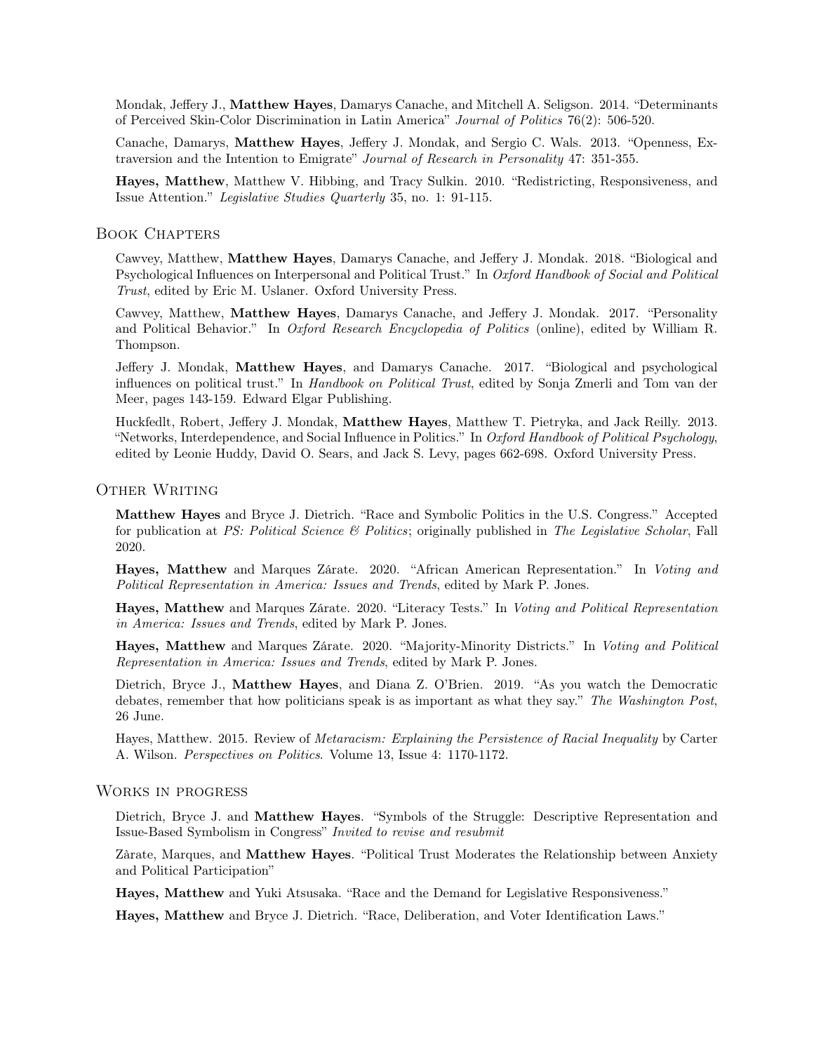Mondak, Jeffery J., **Matthew Hayes**, Damarys Canache, and Mitchell A. Seligson. 2014. "Determinants of Perceived Skin-Color Discrimination in Latin America" *Journal of Politics* 76(2): 506-520.

Canache, Damarys, **Matthew Hayes**, Jeffery J. Mondak, and Sergio C. Wals. 2013. "Openness, Extraversion and the Intention to Emigrate" *Journal of Research in Personality* 47: 351-355.

**Hayes, Matthew**, Matthew V. Hibbing, and Tracy Sulkin. 2010. "Redistricting, Responsiveness, and Issue Attention." *Legislative Studies Quarterly* 35, no. 1: 91-115.

## Book Chapters

Cawvey, Matthew, **Matthew Hayes**, Damarys Canache, and Jeffery J. Mondak. 2018. "Biological and Psychological Influences on Interpersonal and Political Trust." In *Oxford Handbook of Social and Political Trust*, edited by Eric M. Uslaner. Oxford University Press.

Cawvey, Matthew, **Matthew Hayes**, Damarys Canache, and Jeffery J. Mondak. 2017. "Personality and Political Behavior." In *Oxford Research Encyclopedia of Politics* (online), edited by William R. Thompson.

Jeffery J. Mondak, **Matthew Hayes**, and Damarys Canache. 2017. "Biological and psychological influences on political trust." In *Handbook on Political Trust*, edited by Sonja Zmerli and Tom van der Meer, pages 143-159. Edward Elgar Publishing.

Huckfedlt, Robert, Jeffery J. Mondak, **Matthew Hayes**, Matthew T. Pietryka, and Jack Reilly. 2013. "Networks, Interdependence, and Social Influence in Politics." In *Oxford Handbook of Political Psychology*, edited by Leonie Huddy, David O. Sears, and Jack S. Levy, pages 662-698. Oxford University Press.

## Other Writing

**Matthew Hayes** and Bryce J. Dietrich. "Race and Symbolic Politics in the U.S. Congress." Accepted for publication at *PS: Political Science & Politics*; originally published in *The Legislative Scholar*, Fall 2020.

**Hayes, Matthew** and Marques Zárate. 2020. "African American Representation." In *Voting and Political Representation in America: Issues and Trends*, edited by Mark P. Jones.

**Hayes, Matthew** and Marques Zárate. 2020. "Literacy Tests." In *Voting and Political Representation in America: Issues and Trends*, edited by Mark P. Jones.

**Hayes, Matthew** and Marques Zárate. 2020. "Majority-Minority Districts." In *Voting and Political Representation in America: Issues and Trends*, edited by Mark P. Jones.

Dietrich, Bryce J., **Matthew Hayes**, and Diana Z. O'Brien. 2019. "As you watch the Democratic debates, remember that how politicians speak is as important as what they say." *The Washington Post*, 26 June.

Hayes, Matthew. 2015. Review of *Metaracism: Explaining the Persistence of Racial Inequality* by Carter A. Wilson. *Perspectives on Politics*. Volume 13, Issue 4: 1170-1172.

## Works in progress

Dietrich, Bryce J. and **Matthew Hayes**. "Symbols of the Struggle: Descriptive Representation and Issue-Based Symbolism in Congress" *Invited to revise and resubmit*

Zàrate, Marques, and **Matthew Hayes**. "Political Trust Moderates the Relationship between Anxiety and Political Participation"

**Hayes, Matthew** and Yuki Atsusaka. "Race and the Demand for Legislative Responsiveness."

**Hayes, Matthew** and Bryce J. Dietrich. "Race, Deliberation, and Voter Identification Laws."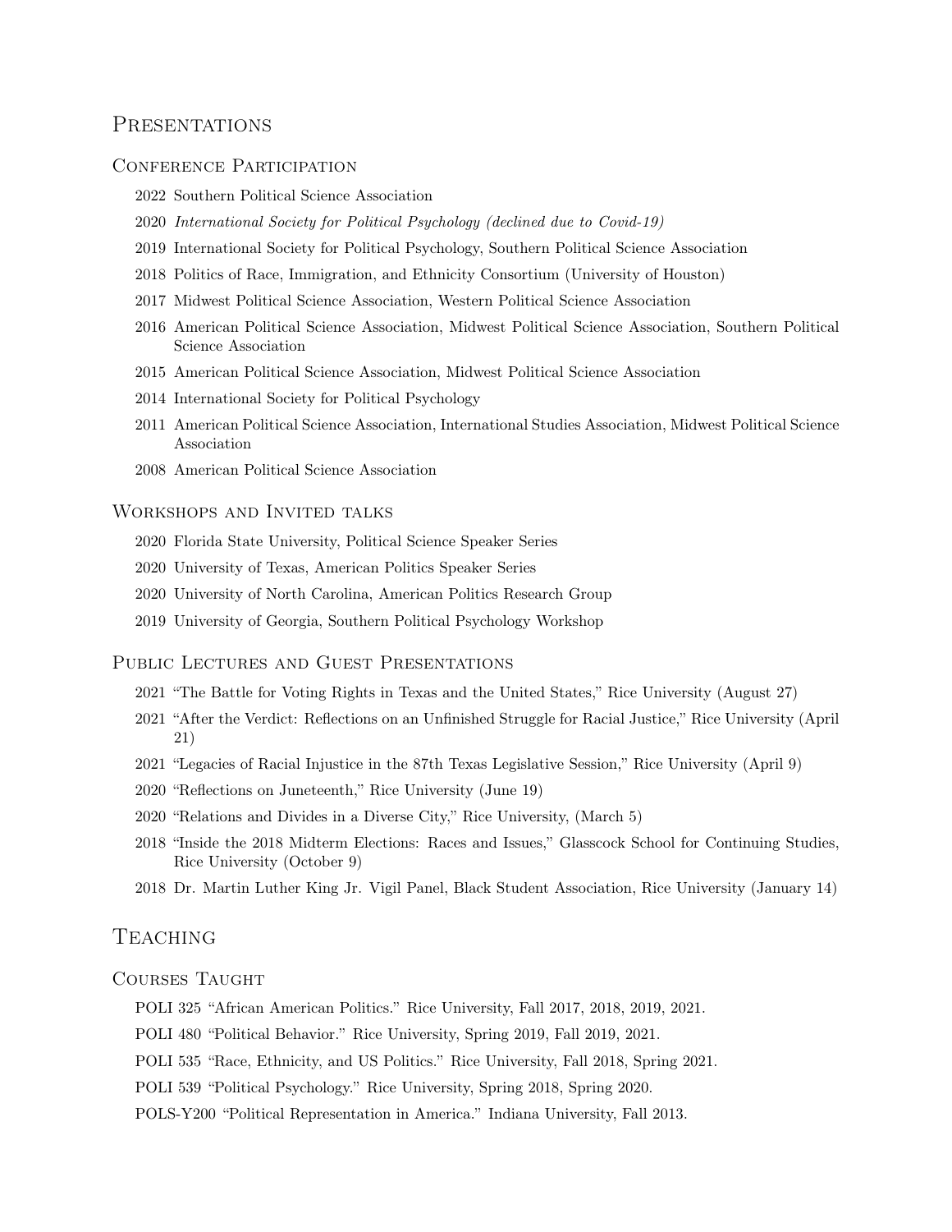## Presentations

### Conference Participation

- 2022 Southern Political Science Association
- 2020 *International Society for Political Psychology (declined due to Covid-19)*
- 2019 International Society for Political Psychology, Southern Political Science Association
- 2018 Politics of Race, Immigration, and Ethnicity Consortium (University of Houston)
- 2017 Midwest Political Science Association, Western Political Science Association
- 2016 American Political Science Association, Midwest Political Science Association, Southern Political Science Association
- 2015 American Political Science Association, Midwest Political Science Association
- 2014 International Society for Political Psychology
- 2011 American Political Science Association, International Studies Association, Midwest Political Science Association
- 2008 American Political Science Association

### Workshops and Invited talks

- 2020 Florida State University, Political Science Speaker Series
- 2020 University of Texas, American Politics Speaker Series
- 2020 University of North Carolina, American Politics Research Group
- 2019 University of Georgia, Southern Political Psychology Workshop

### Public Lectures and Guest Presentations

- 2021 "The Battle for Voting Rights in Texas and the United States," Rice University (August 27)
- 2021 "After the Verdict: Reflections on an Unfinished Struggle for Racial Justice," Rice University (April 21)
- 2021 "Legacies of Racial Injustice in the 87th Texas Legislative Session," Rice University (April 9)
- 2020 "Reflections on Juneteenth," Rice University (June 19)
- 2020 "Relations and Divides in a Diverse City," Rice University, (March 5)
- 2018 "Inside the 2018 Midterm Elections: Races and Issues," Glasscock School for Continuing Studies, Rice University (October 9)
- 2018 Dr. Martin Luther King Jr. Vigil Panel, Black Student Association, Rice University (January 14)

## Teaching

### Courses Taught

- POLI 325 "African American Politics." Rice University, Fall 2017, 2018, 2019, 2021.
- POLI 480 "Political Behavior." Rice University, Spring 2019, Fall 2019, 2021.
- POLI 535 "Race, Ethnicity, and US Politics." Rice University, Fall 2018, Spring 2021.
- POLI 539 "Political Psychology." Rice University, Spring 2018, Spring 2020.
- POLS-Y200 "Political Representation in America." Indiana University, Fall 2013.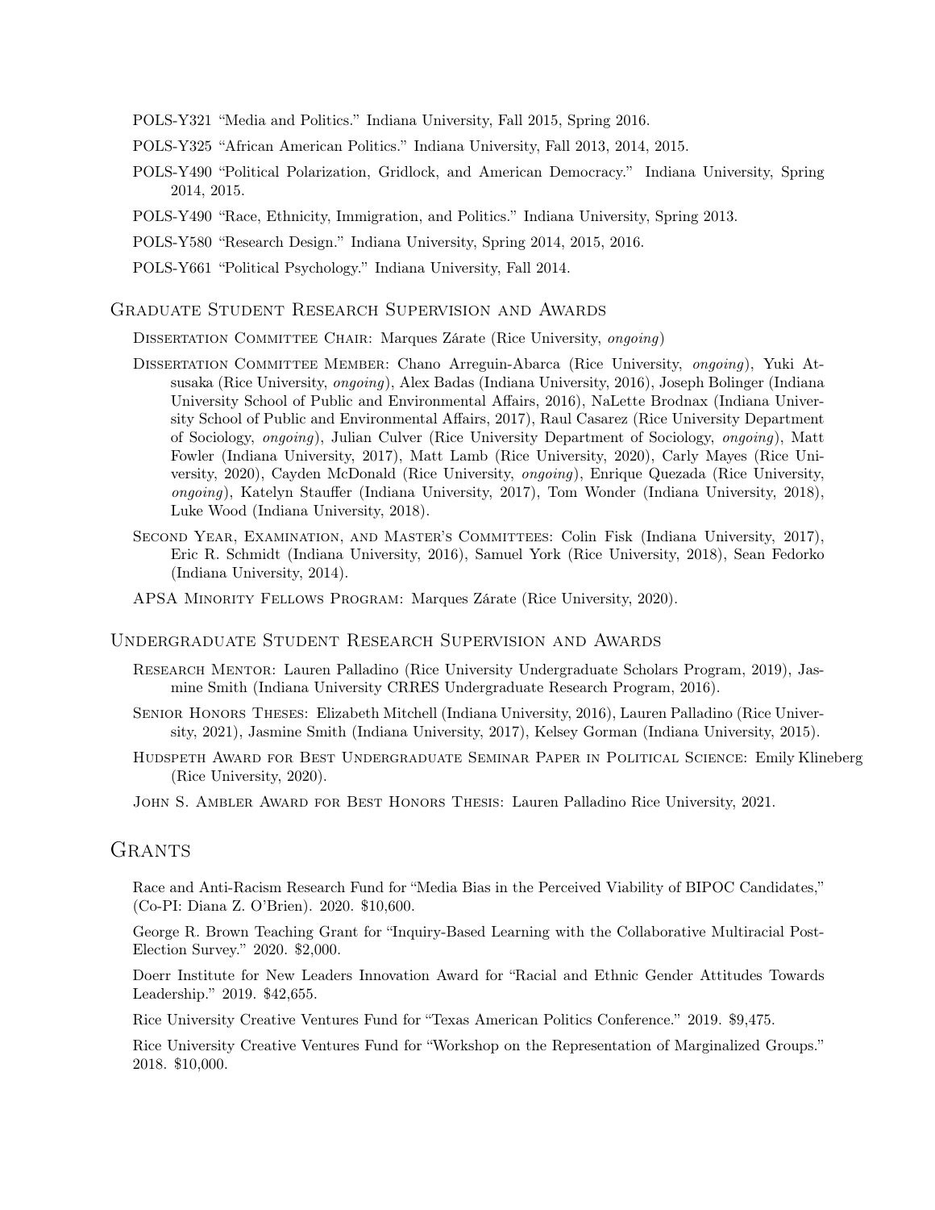POLS-Y321 "Media and Politics." Indiana University, Fall 2015, Spring 2016.

POLS-Y325 "African American Politics." Indiana University, Fall 2013, 2014, 2015.

POLS-Y490 "Political Polarization, Gridlock, and American Democracy." Indiana University, Spring 2014, 2015.

POLS-Y490 "Race, Ethnicity, Immigration, and Politics." Indiana University, Spring 2013.

POLS-Y580 "Research Design." Indiana University, Spring 2014, 2015, 2016.

POLS-Y661 "Political Psychology." Indiana University, Fall 2014.

### Graduate Student Research Supervision and Awards

Dissertation Committee Chair: Marques Zárate (Rice University, *ongoing*)

Dissertation Committee Member: Chano Arreguin-Abarca (Rice University, *ongoing*), Yuki Atsusaka (Rice University, *ongoing*), Alex Badas (Indiana University, 2016), Joseph Bolinger (Indiana University School of Public and Environmental Affairs, 2016), NaLette Brodnax (Indiana University School of Public and Environmental Affairs, 2017), Raul Casarez (Rice University Department of Sociology, *ongoing*), Julian Culver (Rice University Department of Sociology, *ongoing*), Matt Fowler (Indiana University, 2017), Matt Lamb (Rice University, 2020), Carly Mayes (Rice University, 2020), Cayden McDonald (Rice University, *ongoing*), Enrique Quezada (Rice University, *ongoing*), Katelyn Stauffer (Indiana University, 2017), Tom Wonder (Indiana University, 2018), Luke Wood (Indiana University, 2018).

Second Year, Examination, and Master's Committees: Colin Fisk (Indiana University, 2017), Eric R. Schmidt (Indiana University, 2016), Samuel York (Rice University, 2018), Sean Fedorko (Indiana University, 2014).

APSA Minority Fellows Program: Marques Zárate (Rice University, 2020).

### Undergraduate Student Research Supervision and Awards

Research Mentor: Lauren Palladino (Rice University Undergraduate Scholars Program, 2019), Jasmine Smith (Indiana University CRRES Undergraduate Research Program, 2016).

Senior Honors Theses: Elizabeth Mitchell (Indiana University, 2016), Lauren Palladino (Rice University, 2021), Jasmine Smith (Indiana University, 2017), Kelsey Gorman (Indiana University, 2015).

Hudspeth Award for Best Undergraduate Seminar Paper in Political Science: Emily Klineberg (Rice University, 2020).

John S. Ambler Award for Best Honors Thesis: Lauren Palladino Rice University, 2021.

## Grants

Race and Anti-Racism Research Fund for "Media Bias in the Perceived Viability of BIPOC Candidates," (Co-PI: Diana Z. O'Brien). 2020. $10,600.

George R. Brown Teaching Grant for "Inquiry-Based Learning with the Collaborative Multiracial Post-Election Survey." 2020. $2,000.

Doerr Institute for New Leaders Innovation Award for "Racial and Ethnic Gender Attitudes Towards Leadership." 2019. $42,655.

Rice University Creative Ventures Fund for "Texas American Politics Conference." 2019. $9,475.

Rice University Creative Ventures Fund for "Workshop on the Representation of Marginalized Groups." 2018. $10,000.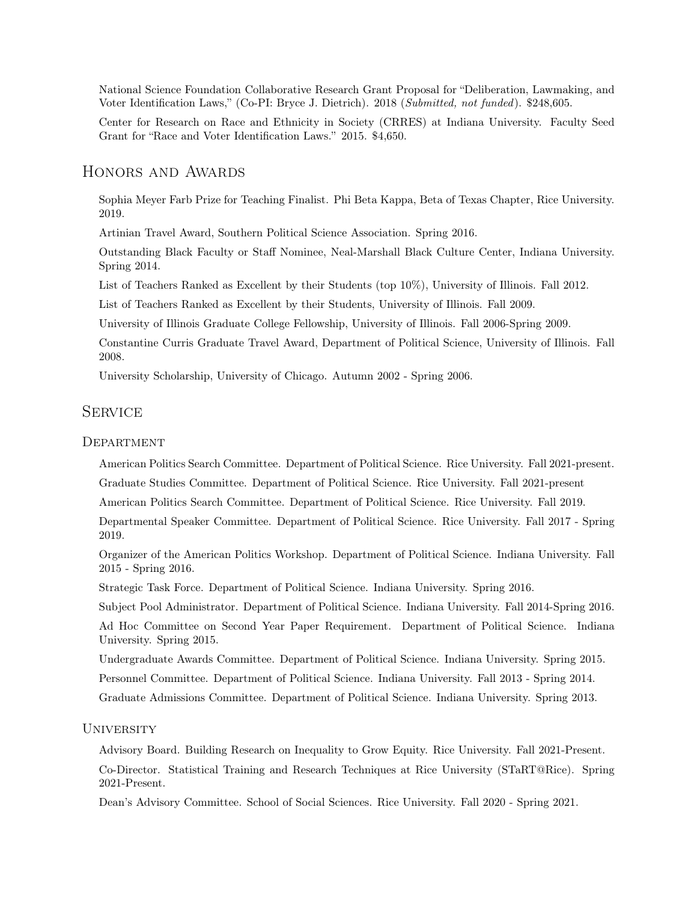National Science Foundation Collaborative Research Grant Proposal for "Deliberation, Lawmaking, and Voter Identification Laws," (Co-PI: Bryce J. Dietrich). 2018 (*Submitted, not funded*). $248,605.

Center for Research on Race and Ethnicity in Society (CRRES) at Indiana University. Faculty Seed Grant for "Race and Voter Identification Laws." 2015. $4,650.

## Honors and Awards

Sophia Meyer Farb Prize for Teaching Finalist. Phi Beta Kappa, Beta of Texas Chapter, Rice University. 2019.

Artinian Travel Award, Southern Political Science Association. Spring 2016.

Outstanding Black Faculty or Staff Nominee, Neal-Marshall Black Culture Center, Indiana University. Spring 2014.

List of Teachers Ranked as Excellent by their Students (top 10%), University of Illinois. Fall 2012.

List of Teachers Ranked as Excellent by their Students, University of Illinois. Fall 2009.

University of Illinois Graduate College Fellowship, University of Illinois. Fall 2006-Spring 2009.

Constantine Curris Graduate Travel Award, Department of Political Science, University of Illinois. Fall 2008.

University Scholarship, University of Chicago. Autumn 2002 - Spring 2006.

## Service

### Department

American Politics Search Committee. Department of Political Science. Rice University. Fall 2021-present.

Graduate Studies Committee. Department of Political Science. Rice University. Fall 2021-present

American Politics Search Committee. Department of Political Science. Rice University. Fall 2019.

Departmental Speaker Committee. Department of Political Science. Rice University. Fall 2017 - Spring 2019.

Organizer of the American Politics Workshop. Department of Political Science. Indiana University. Fall 2015 - Spring 2016.

Strategic Task Force. Department of Political Science. Indiana University. Spring 2016.

Subject Pool Administrator. Department of Political Science. Indiana University. Fall 2014-Spring 2016.

Ad Hoc Committee on Second Year Paper Requirement. Department of Political Science. Indiana University. Spring 2015.

Undergraduate Awards Committee. Department of Political Science. Indiana University. Spring 2015.

Personnel Committee. Department of Political Science. Indiana University. Fall 2013 - Spring 2014.

Graduate Admissions Committee. Department of Political Science. Indiana University. Spring 2013.

### University

Advisory Board. Building Research on Inequality to Grow Equity. Rice University. Fall 2021-Present.

Co-Director. Statistical Training and Research Techniques at Rice University (STaRT@Rice). Spring 2021-Present.

Dean's Advisory Committee. School of Social Sciences. Rice University. Fall 2020 - Spring 2021.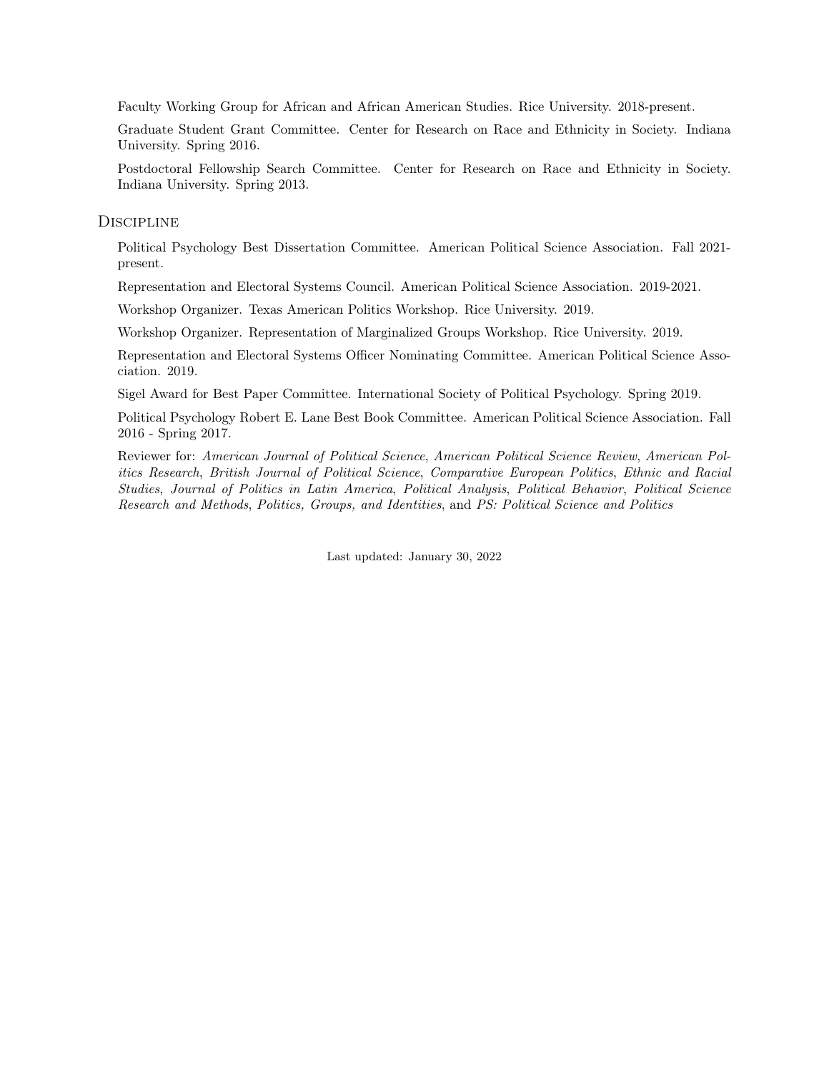Faculty Working Group for African and African American Studies. Rice University. 2018-present.

Graduate Student Grant Committee. Center for Research on Race and Ethnicity in Society. Indiana University. Spring 2016.

Postdoctoral Fellowship Search Committee. Center for Research on Race and Ethnicity in Society. Indiana University. Spring 2013.

## Discipline

Political Psychology Best Dissertation Committee. American Political Science Association. Fall 2021-present.

Representation and Electoral Systems Council. American Political Science Association. 2019-2021.

Workshop Organizer. Texas American Politics Workshop. Rice University. 2019.

Workshop Organizer. Representation of Marginalized Groups Workshop. Rice University. 2019.

Representation and Electoral Systems Officer Nominating Committee. American Political Science Association. 2019.

Sigel Award for Best Paper Committee. International Society of Political Psychology. Spring 2019.

Political Psychology Robert E. Lane Best Book Committee. American Political Science Association. Fall 2016 - Spring 2017.

Reviewer for: *American Journal of Political Science*, *American Political Science Review*, *American Politics Research*, *British Journal of Political Science*, *Comparative European Politics*, *Ethnic and Racial Studies*, *Journal of Politics in Latin America*, *Political Analysis*, *Political Behavior*, *Political Science Research and Methods*, *Politics, Groups, and Identities*, and *PS: Political Science and Politics*

Last updated: January 30, 2022